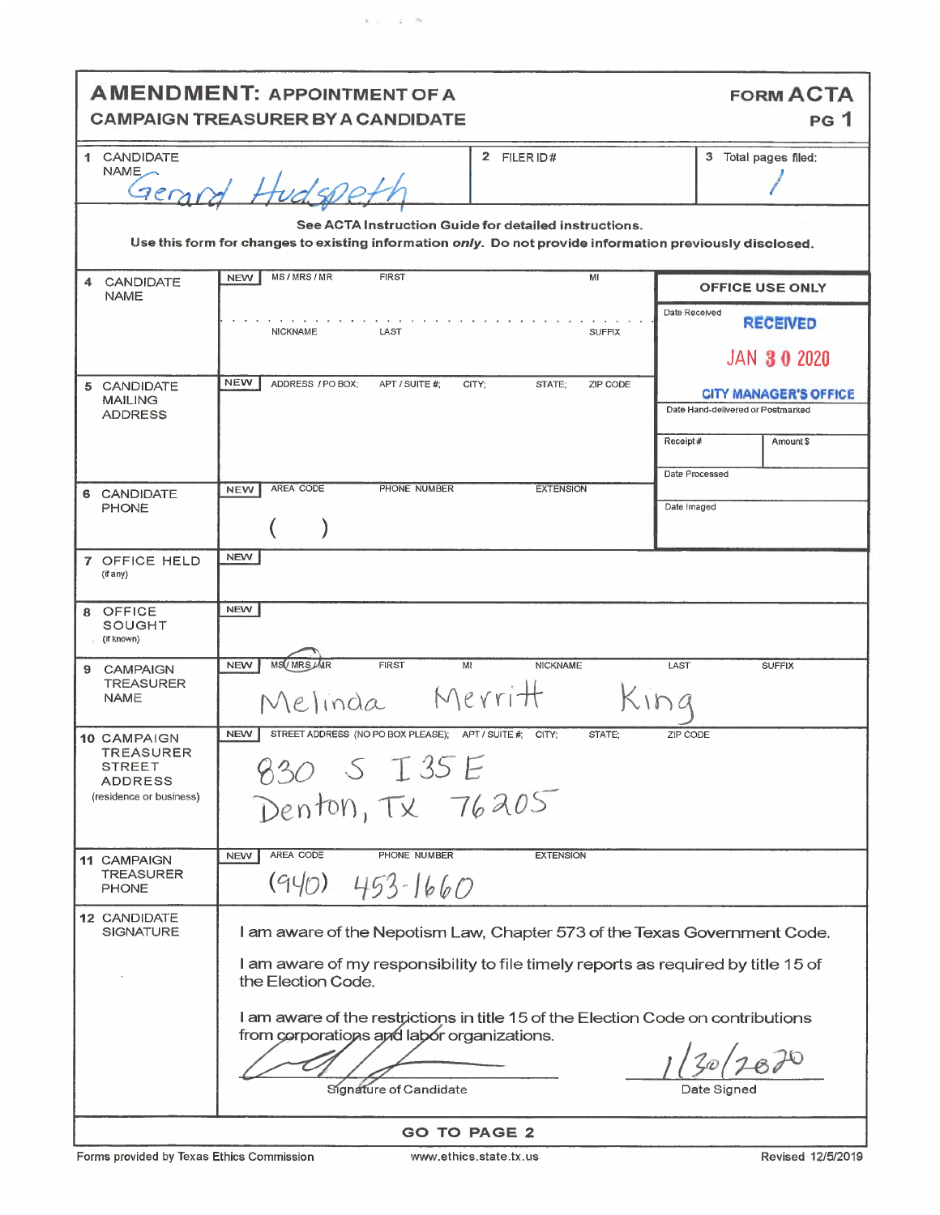# AMENDMENT: APPOINTMENT OF A CAMPAIGN TREASURER BY A CANDIDATE

**FORM ACTA**
**PG 1**

| | | |
|---|---|---|
| 1 CANDIDATE NAME: Gerard Hudspeth | 2 FILER ID# | 3 Total pages filed: 1 |

**See ACTA Instruction Guide for detailed instructions.**

**Use this form for changes to existing information *only*. Do not provide information previously disclosed.**

| Field | | Information |
|---|---|---|
| 4 CANDIDATE NAME | NEW | MS / MRS / MR; FIRST; MI; NICKNAME; LAST; SUFFIX |
| 5 CANDIDATE MAILING ADDRESS | NEW | ADDRESS / PO BOX; APT / SUITE #; CITY; STATE; ZIP CODE |
| 6 CANDIDATE PHONE | NEW | AREA CODE ( ) PHONE NUMBER; EXTENSION |
| 7 OFFICE HELD (if any) | NEW | |
| 8 OFFICE SOUGHT (if known) | NEW | |
| 9 CAMPAIGN TREASURER NAME | NEW | MS / MRS / MR: MS; FIRST: Melinda; MI; NICKNAME: Merritt; LAST: King; SUFFIX |
| 10 CAMPAIGN TREASURER STREET ADDRESS (residence or business) | NEW | STREET ADDRESS (NO PO BOX PLEASE); APT / SUITE #; CITY; STATE; ZIP CODE: 830 S I 35 E Denton, TX 76205 |
| 11 CAMPAIGN TREASURER PHONE | NEW | AREA CODE; PHONE NUMBER; EXTENSION: (940) 453-1660 |

**OFFICE USE ONLY**

Date Received: RECEIVED JAN 30 2020 CITY MANAGER'S OFFICE

Date Hand-delivered or Postmarked

Receipt # | Amount $

Date Processed

Date Imaged

**12 CANDIDATE SIGNATURE**

I am aware of the Nepotism Law, Chapter 573 of the Texas Government Code.

I am aware of my responsibility to file timely reports as required by title 15 of the Election Code.

I am aware of the restrictions in title 15 of the Election Code on contributions from corporations and labor organizations.

[Signature] — Signature of Candidate

1/30/2020 — Date Signed

**GO TO PAGE 2**

Forms provided by Texas Ethics Commission | www.ethics.state.tx.us | Revised 12/5/2019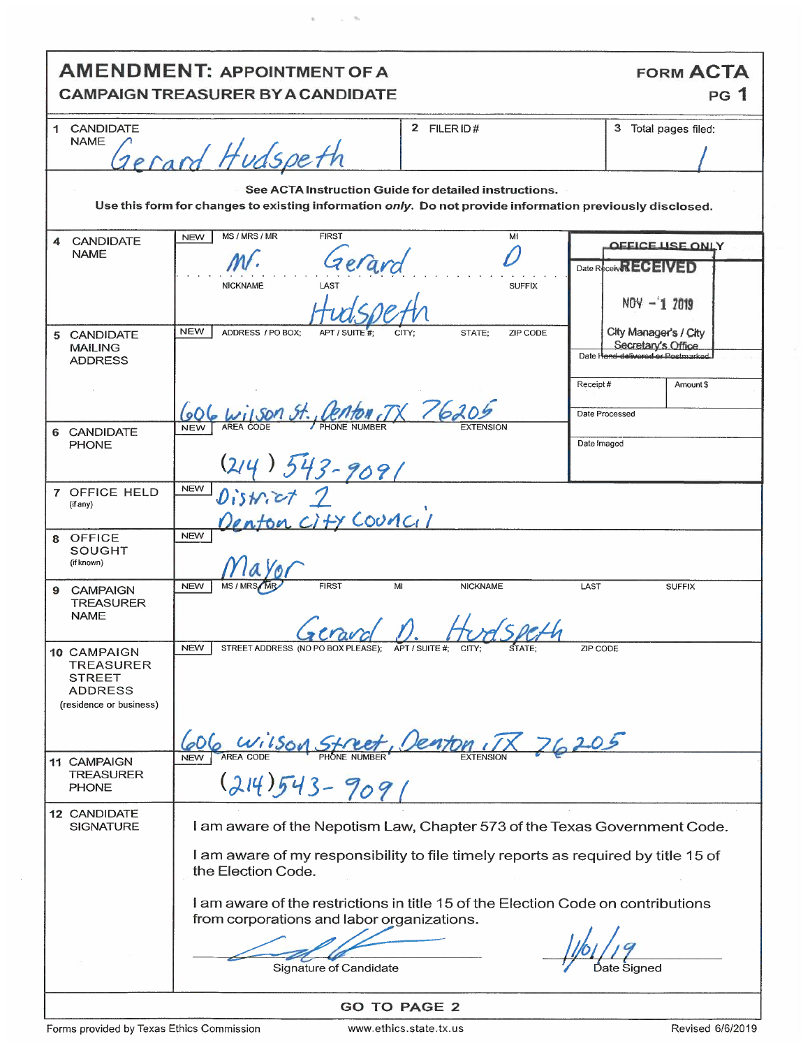# AMENDMENT: APPOINTMENT OF A CAMPAIGN TREASURER BY A CANDIDATE

**FORM ACTA**

**PG 1**

| | | |
|---|---|---|
| 1 CANDIDATE NAME: Gerard Hudspeth | 2 FILER ID # | 3 Total pages filed: 1 |

**See ACTA Instruction Guide for detailed instructions.**

**Use this form for changes to existing information *only*. Do not provide information previously disclosed.**

| | | |
|---|---|---|
| **4 CANDIDATE NAME** | NEW — MS / MRS / MR: Mr. — FIRST: Gerard — MI: D — NICKNAME: — LAST: Hudspeth — SUFFIX: | **OFFICE USE ONLY** Date Received: RECEIVED NOV -1 2019 City Manager's / City Secretary's Office |
| **5 CANDIDATE MAILING ADDRESS** | NEW — ADDRESS / PO BOX; APT / SUITE #; CITY; STATE; ZIP CODE: 606 Wilson St., Denton, TX 76205 | Date Hand-delivered or Postmarked; Receipt #; Amount $; Date Processed |
| **6 CANDIDATE PHONE** | NEW — AREA CODE / PHONE NUMBER / EXTENSION: (214) 543-9091 | Date Imaged |
| **7 OFFICE HELD** (if any) | NEW — District 2 Denton City Council | |
| **8 OFFICE SOUGHT** (if known) | NEW — Mayor | |
| **9 CAMPAIGN TREASURER NAME** | NEW — MS / MRS / MR: MR — FIRST: Gerard — MI: D. — NICKNAME: — LAST: Hudspeth — SUFFIX: | |
| **10 CAMPAIGN TREASURER STREET ADDRESS** (residence or business) | NEW — STREET ADDRESS (NO PO BOX PLEASE); APT / SUITE #; CITY; STATE; ZIP CODE: 606 Wilson Street, Denton, TX 76205 | |
| **11 CAMPAIGN TREASURER PHONE** | NEW — AREA CODE / PHONE NUMBER / EXTENSION: (214) 543-9091 | |

**12 CANDIDATE SIGNATURE**

I am aware of the Nepotism Law, Chapter 573 of the Texas Government Code.

I am aware of my responsibility to file timely reports as required by title 15 of the Election Code.

I am aware of the restrictions in title 15 of the Election Code on contributions from corporations and labor organizations.

Signature of Candidate: [signature]

Date Signed: 11/01/19

**GO TO PAGE 2**

Forms provided by Texas Ethics Commission www.ethics.state.tx.us Revised 6/6/2019